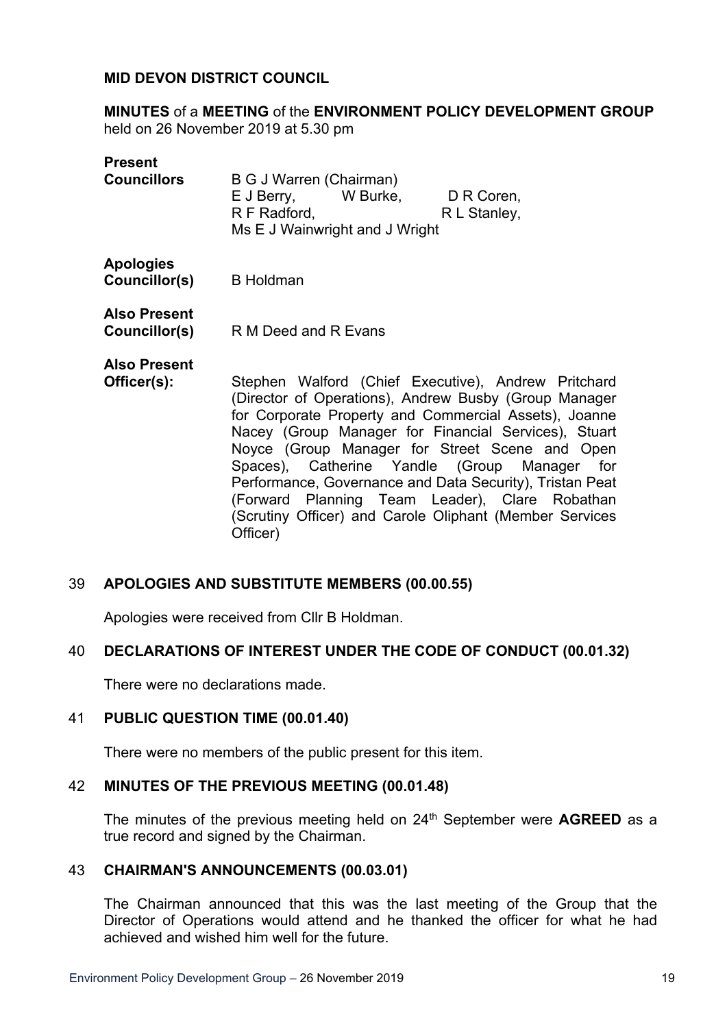**MID DEVON DISTRICT COUNCIL**

**MINUTES** of a **MEETING** of the **ENVIRONMENT POLICY DEVELOPMENT GROUP** held on 26 November 2019 at 5.30 pm

| | |
|---|---|
| **Present Councillors** | B G J Warren (Chairman) E J Berry, W Burke, D R Coren, R F Radford, R L Stanley, Ms E J Wainwright and J Wright |
| **Apologies Councillor(s)** | B Holdman |
| **Also Present Councillor(s)** | R M Deed and R Evans |
| **Also Present Officer(s):** | Stephen Walford (Chief Executive), Andrew Pritchard (Director of Operations), Andrew Busby (Group Manager for Corporate Property and Commercial Assets), Joanne Nacey (Group Manager for Financial Services), Stuart Noyce (Group Manager for Street Scene and Open Spaces), Catherine Yandle (Group Manager for Performance, Governance and Data Security), Tristan Peat (Forward Planning Team Leader), Clare Robathan (Scrutiny Officer) and Carole Oliphant (Member Services Officer) |

### 39 APOLOGIES AND SUBSTITUTE MEMBERS (00.00.55)

Apologies were received from Cllr B Holdman.

### 40 DECLARATIONS OF INTEREST UNDER THE CODE OF CONDUCT (00.01.32)

There were no declarations made.

### 41 PUBLIC QUESTION TIME (00.01.40)

There were no members of the public present for this item.

### 42 MINUTES OF THE PREVIOUS MEETING (00.01.48)

The minutes of the previous meeting held on 24th September were **AGREED** as a true record and signed by the Chairman.

### 43 CHAIRMAN'S ANNOUNCEMENTS (00.03.01)

The Chairman announced that this was the last meeting of the Group that the Director of Operations would attend and he thanked the officer for what he had achieved and wished him well for the future.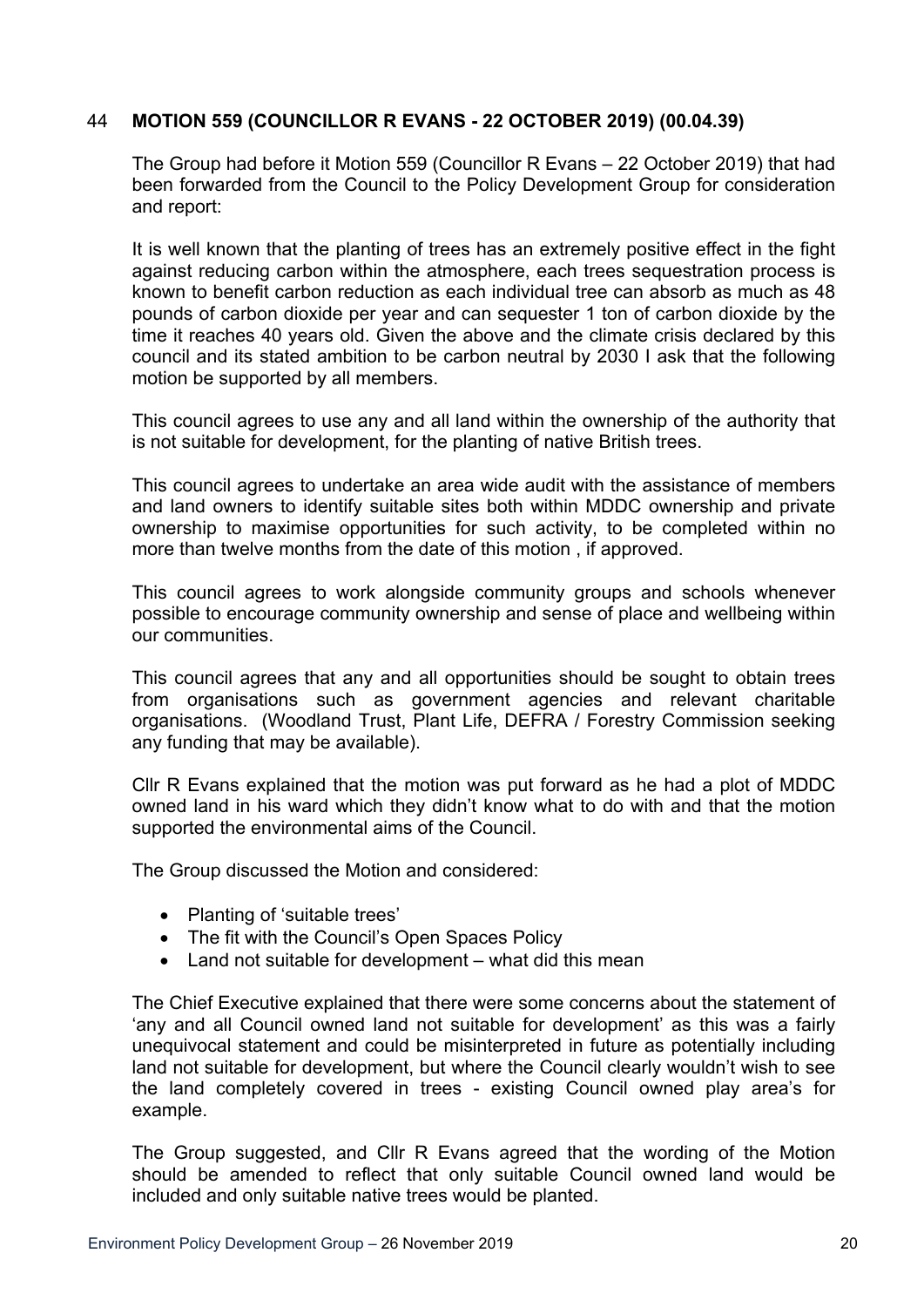## 44 MOTION 559 (COUNCILLOR R EVANS - 22 OCTOBER 2019) (00.04.39)

The Group had before it Motion 559 (Councillor R Evans – 22 October 2019) that had been forwarded from the Council to the Policy Development Group for consideration and report:

It is well known that the planting of trees has an extremely positive effect in the fight against reducing carbon within the atmosphere, each trees sequestration process is known to benefit carbon reduction as each individual tree can absorb as much as 48 pounds of carbon dioxide per year and can sequester 1 ton of carbon dioxide by the time it reaches 40 years old. Given the above and the climate crisis declared by this council and its stated ambition to be carbon neutral by 2030 I ask that the following motion be supported by all members.

This council agrees to use any and all land within the ownership of the authority that is not suitable for development, for the planting of native British trees.

This council agrees to undertake an area wide audit with the assistance of members and land owners to identify suitable sites both within MDDC ownership and private ownership to maximise opportunities for such activity, to be completed within no more than twelve months from the date of this motion , if approved.

This council agrees to work alongside community groups and schools whenever possible to encourage community ownership and sense of place and wellbeing within our communities.

This council agrees that any and all opportunities should be sought to obtain trees from organisations such as government agencies and relevant charitable organisations. (Woodland Trust, Plant Life, DEFRA / Forestry Commission seeking any funding that may be available).

Cllr R Evans explained that the motion was put forward as he had a plot of MDDC owned land in his ward which they didn't know what to do with and that the motion supported the environmental aims of the Council.

The Group discussed the Motion and considered:

- Planting of 'suitable trees'
- The fit with the Council's Open Spaces Policy
- Land not suitable for development – what did this mean

The Chief Executive explained that there were some concerns about the statement of 'any and all Council owned land not suitable for development' as this was a fairly unequivocal statement and could be misinterpreted in future as potentially including land not suitable for development, but where the Council clearly wouldn't wish to see the land completely covered in trees - existing Council owned play area's for example.

The Group suggested, and Cllr R Evans agreed that the wording of the Motion should be amended to reflect that only suitable Council owned land would be included and only suitable native trees would be planted.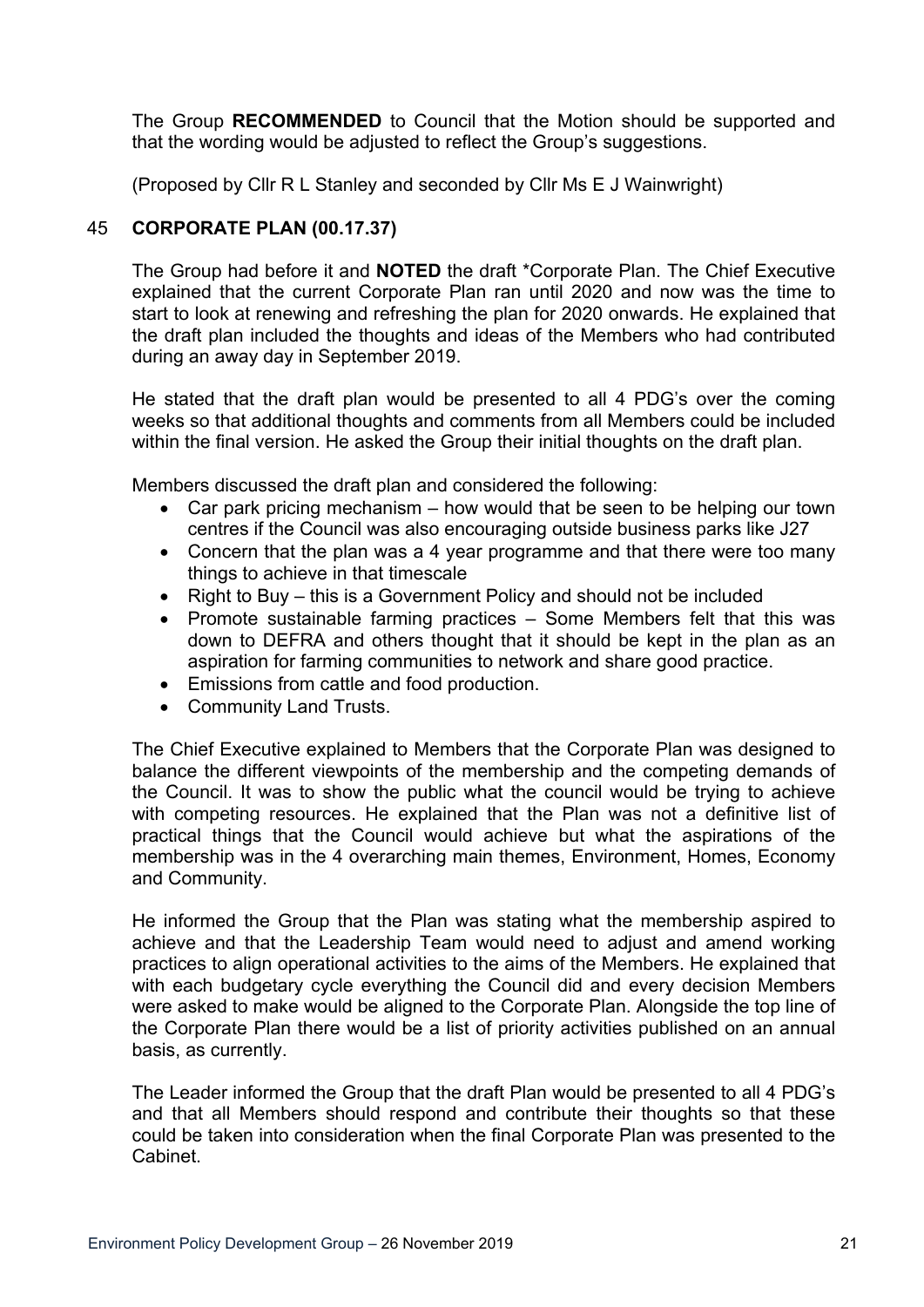The Group **RECOMMENDED** to Council that the Motion should be supported and that the wording would be adjusted to reflect the Group's suggestions.

(Proposed by Cllr R L Stanley and seconded by Cllr Ms E J Wainwright)

## 45 CORPORATE PLAN (00.17.37)

The Group had before it and **NOTED** the draft *Corporate Plan. The Chief Executive explained that the current Corporate Plan ran until 2020 and now was the time to start to look at renewing and refreshing the plan for 2020 onwards. He explained that the draft plan included the thoughts and ideas of the Members who had contributed during an away day in September 2019.

He stated that the draft plan would be presented to all 4 PDG's over the coming weeks so that additional thoughts and comments from all Members could be included within the final version. He asked the Group their initial thoughts on the draft plan.

Members discussed the draft plan and considered the following:

- Car park pricing mechanism – how would that be seen to be helping our town centres if the Council was also encouraging outside business parks like J27
- Concern that the plan was a 4 year programme and that there were too many things to achieve in that timescale
- Right to Buy – this is a Government Policy and should not be included
- Promote sustainable farming practices – Some Members felt that this was down to DEFRA and others thought that it should be kept in the plan as an aspiration for farming communities to network and share good practice.
- Emissions from cattle and food production.
- Community Land Trusts.

The Chief Executive explained to Members that the Corporate Plan was designed to balance the different viewpoints of the membership and the competing demands of the Council. It was to show the public what the council would be trying to achieve with competing resources. He explained that the Plan was not a definitive list of practical things that the Council would achieve but what the aspirations of the membership was in the 4 overarching main themes, Environment, Homes, Economy and Community.

He informed the Group that the Plan was stating what the membership aspired to achieve and that the Leadership Team would need to adjust and amend working practices to align operational activities to the aims of the Members. He explained that with each budgetary cycle everything the Council did and every decision Members were asked to make would be aligned to the Corporate Plan. Alongside the top line of the Corporate Plan there would be a list of priority activities published on an annual basis, as currently.

The Leader informed the Group that the draft Plan would be presented to all 4 PDG's and that all Members should respond and contribute their thoughts so that these could be taken into consideration when the final Corporate Plan was presented to the Cabinet.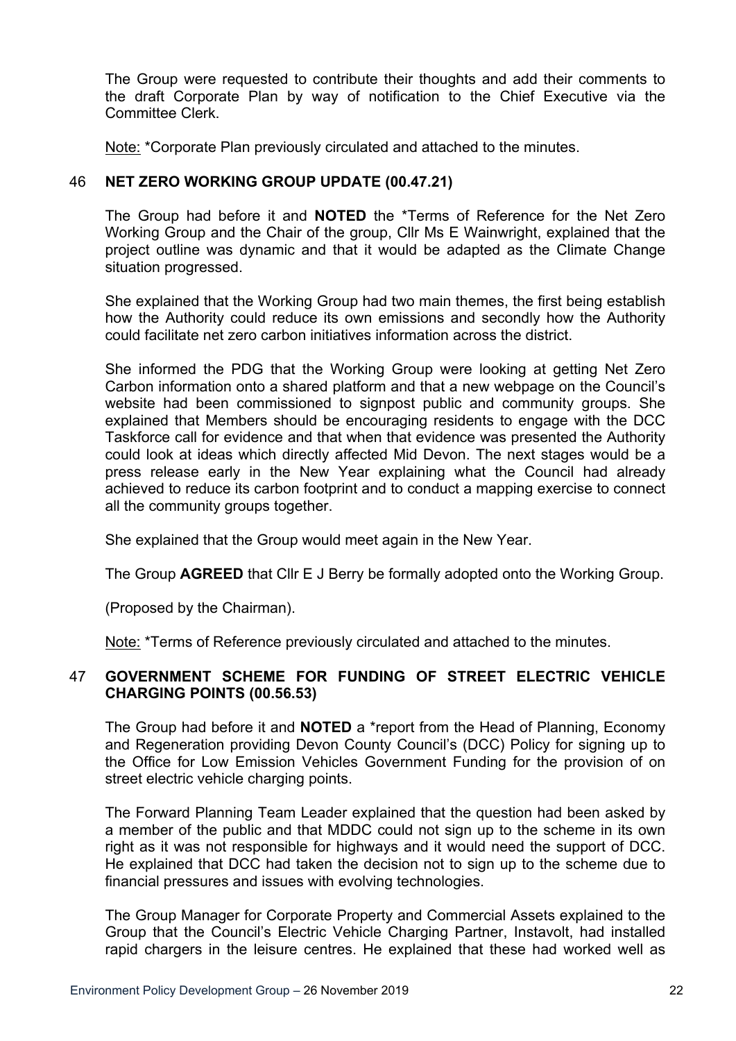The Group were requested to contribute their thoughts and add their comments to the draft Corporate Plan by way of notification to the Chief Executive via the Committee Clerk.

Note: *Corporate Plan previously circulated and attached to the minutes.

### 46 NET ZERO WORKING GROUP UPDATE (00.47.21)

The Group had before it and **NOTED** the *Terms of Reference for the Net Zero Working Group and the Chair of the group, Cllr Ms E Wainwright, explained that the project outline was dynamic and that it would be adapted as the Climate Change situation progressed.

She explained that the Working Group had two main themes, the first being establish how the Authority could reduce its own emissions and secondly how the Authority could facilitate net zero carbon initiatives information across the district.

She informed the PDG that the Working Group were looking at getting Net Zero Carbon information onto a shared platform and that a new webpage on the Council's website had been commissioned to signpost public and community groups. She explained that Members should be encouraging residents to engage with the DCC Taskforce call for evidence and that when that evidence was presented the Authority could look at ideas which directly affected Mid Devon. The next stages would be a press release early in the New Year explaining what the Council had already achieved to reduce its carbon footprint and to conduct a mapping exercise to connect all the community groups together.

She explained that the Group would meet again in the New Year.

The Group **AGREED** that Cllr E J Berry be formally adopted onto the Working Group.

(Proposed by the Chairman).

Note: *Terms of Reference previously circulated and attached to the minutes.

### 47 GOVERNMENT SCHEME FOR FUNDING OF STREET ELECTRIC VEHICLE CHARGING POINTS (00.56.53)

The Group had before it and **NOTED** a *report from the Head of Planning, Economy and Regeneration providing Devon County Council's (DCC) Policy for signing up to the Office for Low Emission Vehicles Government Funding for the provision of on street electric vehicle charging points.

The Forward Planning Team Leader explained that the question had been asked by a member of the public and that MDDC could not sign up to the scheme in its own right as it was not responsible for highways and it would need the support of DCC. He explained that DCC had taken the decision not to sign up to the scheme due to financial pressures and issues with evolving technologies.

The Group Manager for Corporate Property and Commercial Assets explained to the Group that the Council's Electric Vehicle Charging Partner, Instavolt, had installed rapid chargers in the leisure centres. He explained that these had worked well as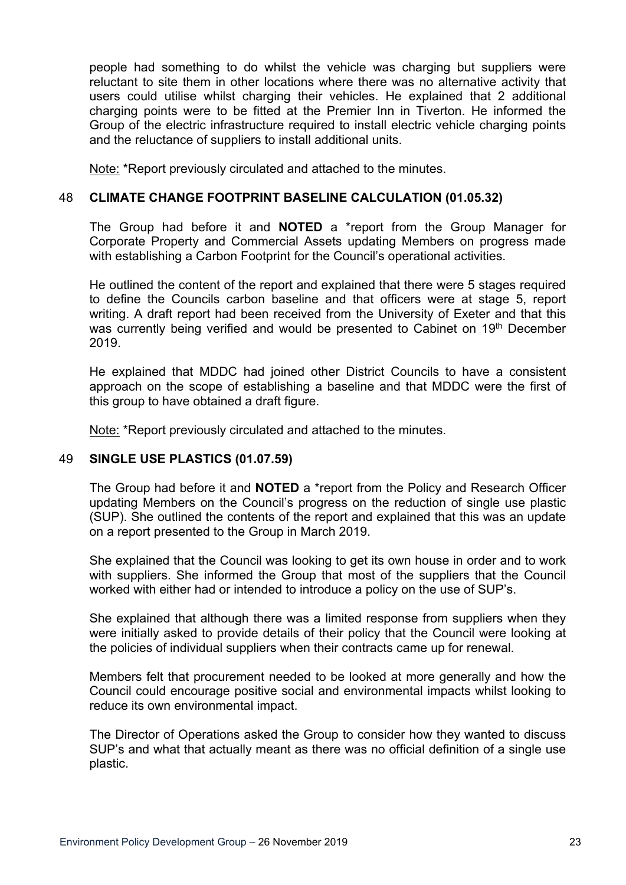people had something to do whilst the vehicle was charging but suppliers were reluctant to site them in other locations where there was no alternative activity that users could utilise whilst charging their vehicles. He explained that 2 additional charging points were to be fitted at the Premier Inn in Tiverton. He informed the Group of the electric infrastructure required to install electric vehicle charging points and the reluctance of suppliers to install additional units.

Note: *Report previously circulated and attached to the minutes.

## 48 CLIMATE CHANGE FOOTPRINT BASELINE CALCULATION (01.05.32)

The Group had before it and **NOTED** a *report from the Group Manager for Corporate Property and Commercial Assets updating Members on progress made with establishing a Carbon Footprint for the Council's operational activities.

He outlined the content of the report and explained that there were 5 stages required to define the Councils carbon baseline and that officers were at stage 5, report writing. A draft report had been received from the University of Exeter and that this was currently being verified and would be presented to Cabinet on 19th December 2019.

He explained that MDDC had joined other District Councils to have a consistent approach on the scope of establishing a baseline and that MDDC were the first of this group to have obtained a draft figure.

Note: *Report previously circulated and attached to the minutes.

## 49 SINGLE USE PLASTICS (01.07.59)

The Group had before it and **NOTED** a *report from the Policy and Research Officer updating Members on the Council's progress on the reduction of single use plastic (SUP). She outlined the contents of the report and explained that this was an update on a report presented to the Group in March 2019.

She explained that the Council was looking to get its own house in order and to work with suppliers. She informed the Group that most of the suppliers that the Council worked with either had or intended to introduce a policy on the use of SUP's.

She explained that although there was a limited response from suppliers when they were initially asked to provide details of their policy that the Council were looking at the policies of individual suppliers when their contracts came up for renewal.

Members felt that procurement needed to be looked at more generally and how the Council could encourage positive social and environmental impacts whilst looking to reduce its own environmental impact.

The Director of Operations asked the Group to consider how they wanted to discuss SUP's and what that actually meant as there was no official definition of a single use plastic.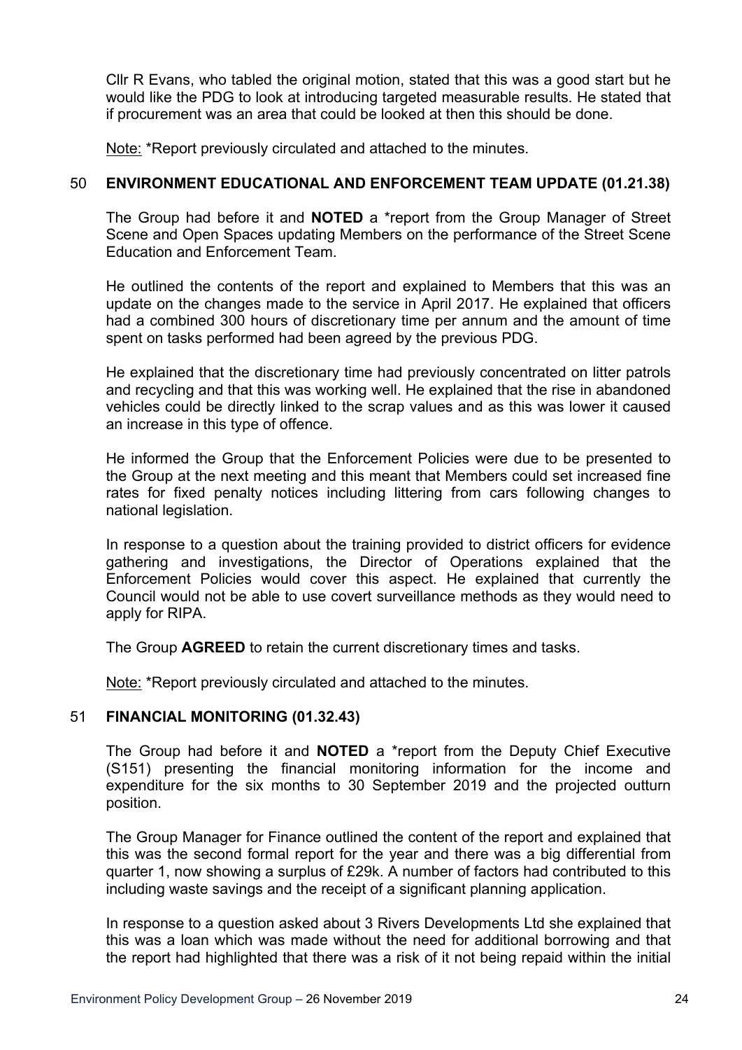Cllr R Evans, who tabled the original motion, stated that this was a good start but he would like the PDG to look at introducing targeted measurable results. He stated that if procurement was an area that could be looked at then this should be done.

Note: *Report previously circulated and attached to the minutes.

### 50 ENVIRONMENT EDUCATIONAL AND ENFORCEMENT TEAM UPDATE (01.21.38)

The Group had before it and **NOTED** a *report from the Group Manager of Street Scene and Open Spaces updating Members on the performance of the Street Scene Education and Enforcement Team.

He outlined the contents of the report and explained to Members that this was an update on the changes made to the service in April 2017. He explained that officers had a combined 300 hours of discretionary time per annum and the amount of time spent on tasks performed had been agreed by the previous PDG.

He explained that the discretionary time had previously concentrated on litter patrols and recycling and that this was working well. He explained that the rise in abandoned vehicles could be directly linked to the scrap values and as this was lower it caused an increase in this type of offence.

He informed the Group that the Enforcement Policies were due to be presented to the Group at the next meeting and this meant that Members could set increased fine rates for fixed penalty notices including littering from cars following changes to national legislation.

In response to a question about the training provided to district officers for evidence gathering and investigations, the Director of Operations explained that the Enforcement Policies would cover this aspect. He explained that currently the Council would not be able to use covert surveillance methods as they would need to apply for RIPA.

The Group **AGREED** to retain the current discretionary times and tasks.

Note: *Report previously circulated and attached to the minutes.

### 51 FINANCIAL MONITORING (01.32.43)

The Group had before it and **NOTED** a *report from the Deputy Chief Executive (S151) presenting the financial monitoring information for the income and expenditure for the six months to 30 September 2019 and the projected outturn position.

The Group Manager for Finance outlined the content of the report and explained that this was the second formal report for the year and there was a big differential from quarter 1, now showing a surplus of £29k. A number of factors had contributed to this including waste savings and the receipt of a significant planning application.

In response to a question asked about 3 Rivers Developments Ltd she explained that this was a loan which was made without the need for additional borrowing and that the report had highlighted that there was a risk of it not being repaid within the initial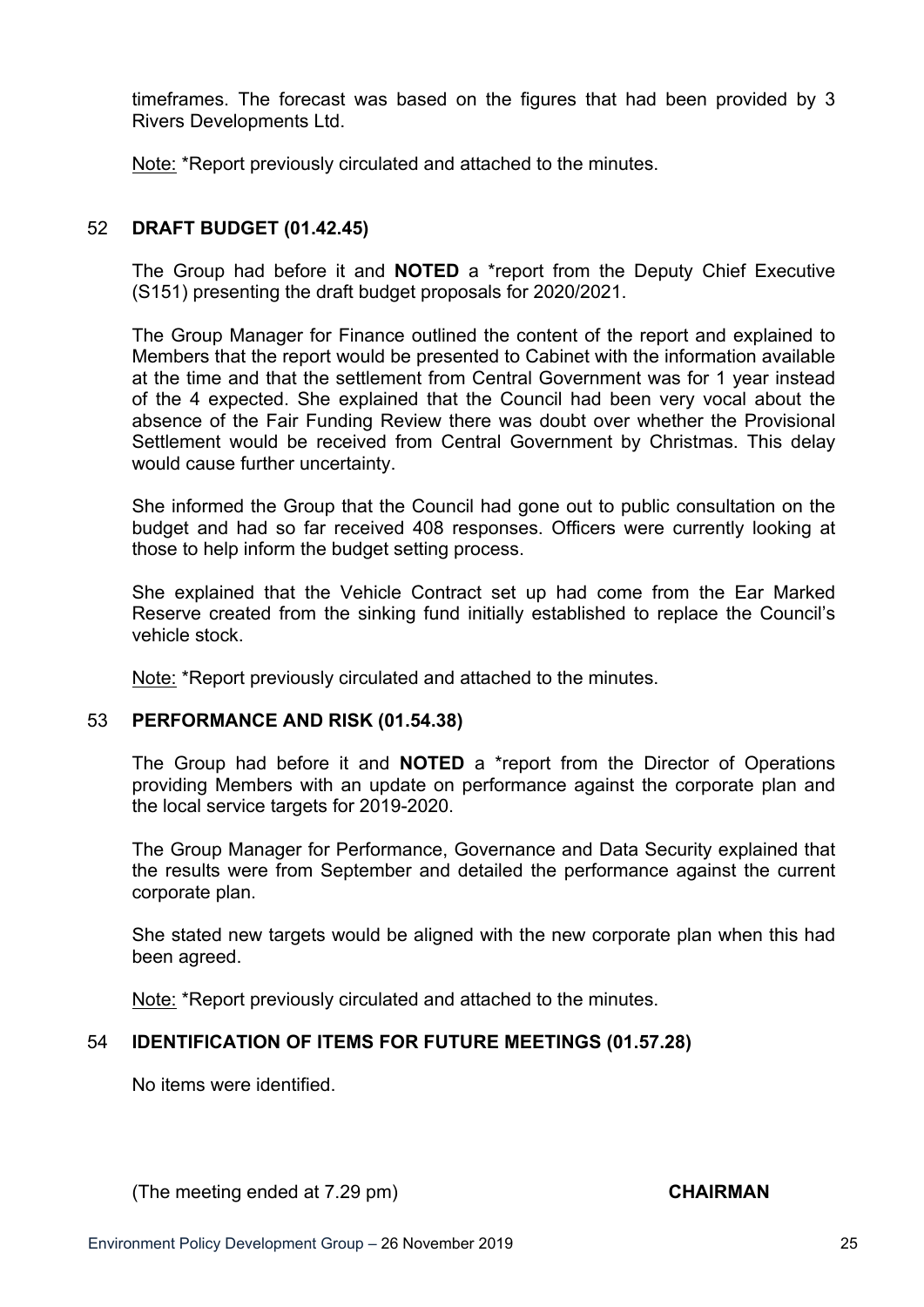timeframes. The forecast was based on the figures that had been provided by 3 Rivers Developments Ltd.

Note: *Report previously circulated and attached to the minutes.

### 52 DRAFT BUDGET (01.42.45)

The Group had before it and **NOTED** a *report from the Deputy Chief Executive (S151) presenting the draft budget proposals for 2020/2021.

The Group Manager for Finance outlined the content of the report and explained to Members that the report would be presented to Cabinet with the information available at the time and that the settlement from Central Government was for 1 year instead of the 4 expected. She explained that the Council had been very vocal about the absence of the Fair Funding Review there was doubt over whether the Provisional Settlement would be received from Central Government by Christmas. This delay would cause further uncertainty.

She informed the Group that the Council had gone out to public consultation on the budget and had so far received 408 responses. Officers were currently looking at those to help inform the budget setting process.

She explained that the Vehicle Contract set up had come from the Ear Marked Reserve created from the sinking fund initially established to replace the Council's vehicle stock.

Note: *Report previously circulated and attached to the minutes.

### 53 PERFORMANCE AND RISK (01.54.38)

The Group had before it and **NOTED** a *report from the Director of Operations providing Members with an update on performance against the corporate plan and the local service targets for 2019-2020.

The Group Manager for Performance, Governance and Data Security explained that the results were from September and detailed the performance against the current corporate plan.

She stated new targets would be aligned with the new corporate plan when this had been agreed.

Note: *Report previously circulated and attached to the minutes.

### 54 IDENTIFICATION OF ITEMS FOR FUTURE MEETINGS (01.57.28)

No items were identified.

(The meeting ended at 7.29 pm) **CHAIRMAN**